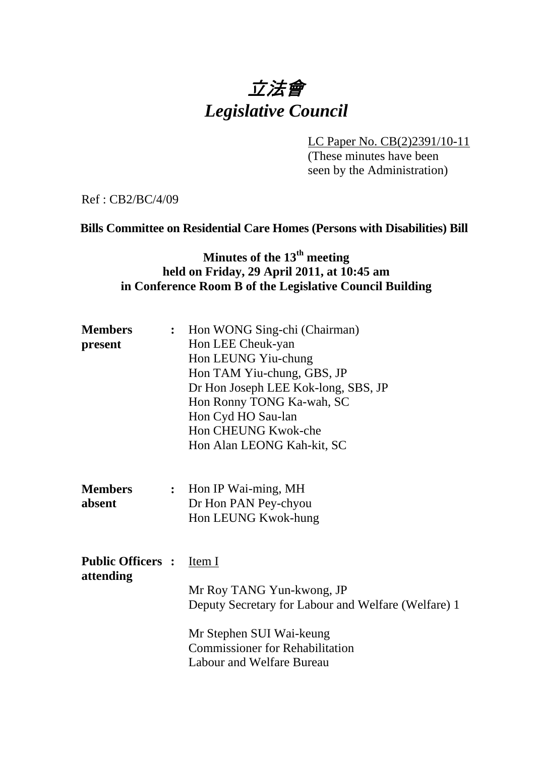# 立法會
# *Legislative Council*

LC Paper No. CB(2)2391/10-11
(These minutes have been seen by the Administration)

Ref : CB2/BC/4/09

**Bills Committee on Residential Care Homes (Persons with Disabilities) Bill**

**Minutes of the 13th meeting**
**held on Friday, 29 April 2011, at 10:45 am**
**in Conference Room B of the Legislative Council Building**

| | | |
|---|---|---|
| **Members present** | **:** | Hon WONG Sing-chi (Chairman)<br>Hon LEE Cheuk-yan<br>Hon LEUNG Yiu-chung<br>Hon TAM Yiu-chung, GBS, JP<br>Dr Hon Joseph LEE Kok-long, SBS, JP<br>Hon Ronny TONG Ka-wah, SC<br>Hon Cyd HO Sau-lan<br>Hon CHEUNG Kwok-che<br>Hon Alan LEONG Kah-kit, SC |
| **Members absent** | **:** | Hon IP Wai-ming, MH<br>Dr Hon PAN Pey-chyou<br>Hon LEUNG Kwok-hung |
| **Public Officers attending** | **:** | Item I<br><br>Mr Roy TANG Yun-kwong, JP<br>Deputy Secretary for Labour and Welfare (Welfare) 1<br><br>Mr Stephen SUI Wai-keung<br>Commissioner for Rehabilitation<br>Labour and Welfare Bureau |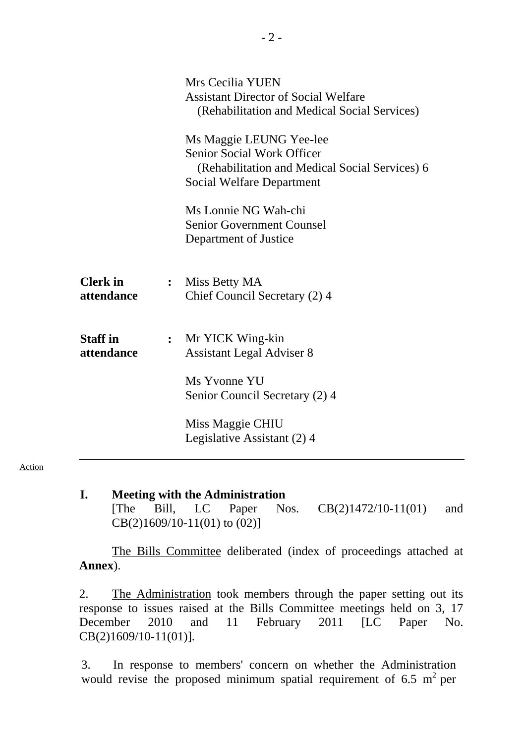| | | |
|---|---|---|
| | | Mrs Cecilia YUEN<br>Assistant Director of Social Welfare<br>(Rehabilitation and Medical Social Services) |
| | | Ms Maggie LEUNG Yee-lee<br>Senior Social Work Officer<br>(Rehabilitation and Medical Social Services) 6<br>Social Welfare Department |
| | | Ms Lonnie NG Wah-chi<br>Senior Government Counsel<br>Department of Justice |
| **Clerk in attendance** | **:** | Miss Betty MA<br>Chief Council Secretary (2) 4 |
| **Staff in attendance** | **:** | Mr YICK Wing-kin<br>Assistant Legal Adviser 8 |
| | | Ms Yvonne YU<br>Senior Council Secretary (2) 4 |
| | | Miss Maggie CHIU<br>Legislative Assistant (2) 4 |

---

Action

**I. Meeting with the Administration**
[The Bill, LC Paper Nos. CB(2)1472/10-11(01) and CB(2)1609/10-11(01) to (02)]

The Bills Committee deliberated (index of proceedings attached at **Annex**).

2. The Administration took members through the paper setting out its response to issues raised at the Bills Committee meetings held on 3, 17 December 2010 and 11 February 2011 [LC Paper No. CB(2)1609/10-11(01)].

3. In response to members' concern on whether the Administration would revise the proposed minimum spatial requirement of 6.5 $m^2$ per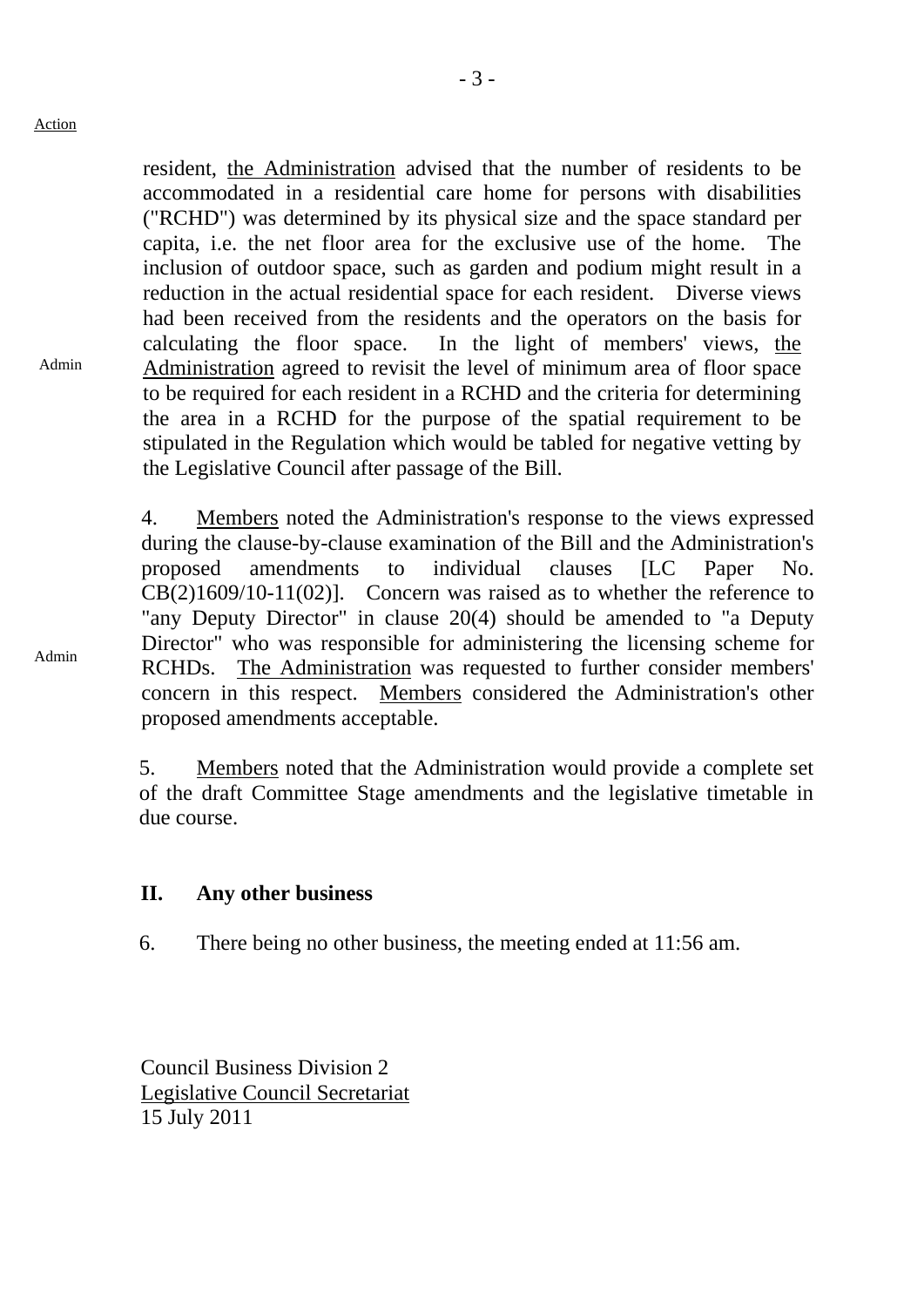Action

resident, the Administration advised that the number of residents to be accommodated in a residential care home for persons with disabilities ("RCHD") was determined by its physical size and the space standard per capita, i.e. the net floor area for the exclusive use of the home. The inclusion of outdoor space, such as garden and podium might result in a reduction in the actual residential space for each resident. Diverse views had been received from the residents and the operators on the basis for calculating the floor space. In the light of members' views, the Administration agreed to revisit the level of minimum area of floor space to be required for each resident in a RCHD and the criteria for determining the area in a RCHD for the purpose of the spatial requirement to be stipulated in the Regulation which would be tabled for negative vetting by the Legislative Council after passage of the Bill.

Admin

4. Members noted the Administration's response to the views expressed during the clause-by-clause examination of the Bill and the Administration's proposed amendments to individual clauses [LC Paper No. CB(2)1609/10-11(02)]. Concern was raised as to whether the reference to "any Deputy Director" in clause 20(4) should be amended to "a Deputy Director" who was responsible for administering the licensing scheme for RCHDs. The Administration was requested to further consider members' concern in this respect. Members considered the Administration's other proposed amendments acceptable.

Admin

5. Members noted that the Administration would provide a complete set of the draft Committee Stage amendments and the legislative timetable in due course.

## II. Any other business

6. There being no other business, the meeting ended at 11:56 am.

Council Business Division 2
Legislative Council Secretariat
15 July 2011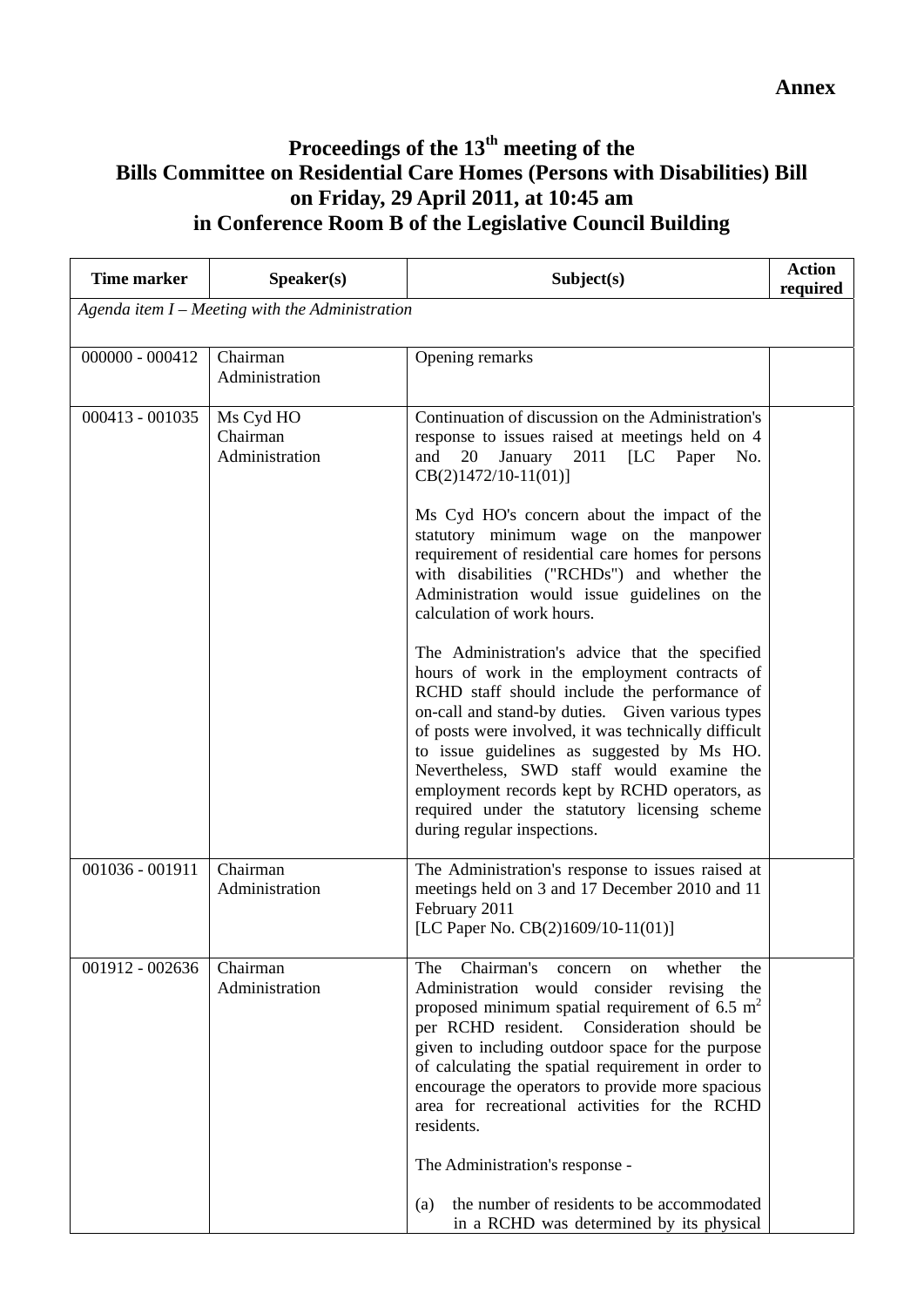**Annex**

# Proceedings of the 13th meeting of the Bills Committee on Residential Care Homes (Persons with Disabilities) Bill on Friday, 29 April 2011, at 10:45 am in Conference Room B of the Legislative Council Building

| Time marker | Speaker(s) | Subject(s) | Action required |
|---|---|---|---|
| *Agenda item I – Meeting with the Administration* | | | |
| 000000 - 000412 | Chairman<br>Administration | Opening remarks | |
| 000413 - 001035 | Ms Cyd HO<br>Chairman<br>Administration | Continuation of discussion on the Administration's response to issues raised at meetings held on 4 and 20 January 2011 [LC Paper No. CB(2)1472/10-11(01)]<br><br>Ms Cyd HO's concern about the impact of the statutory minimum wage on the manpower requirement of residential care homes for persons with disabilities ("RCHDs") and whether the Administration would issue guidelines on the calculation of work hours.<br><br>The Administration's advice that the specified hours of work in the employment contracts of RCHD staff should include the performance of on-call and stand-by duties. Given various types of posts were involved, it was technically difficult to issue guidelines as suggested by Ms HO. Nevertheless, SWD staff would examine the employment records kept by RCHD operators, as required under the statutory licensing scheme during regular inspections. | |
| 001036 - 001911 | Chairman<br>Administration | The Administration's response to issues raised at meetings held on 3 and 17 December 2010 and 11 February 2011<br>[LC Paper No. CB(2)1609/10-11(01)] | |
| 001912 - 002636 | Chairman<br>Administration | The Chairman's concern on whether the Administration would consider revising the proposed minimum spatial requirement of 6.5 $m^2$ per RCHD resident. Consideration should be given to including outdoor space for the purpose of calculating the spatial requirement in order to encourage the operators to provide more spacious area for recreational activities for the RCHD residents.<br><br>The Administration's response -<br><br>(a) the number of residents to be accommodated in a RCHD was determined by its physical | |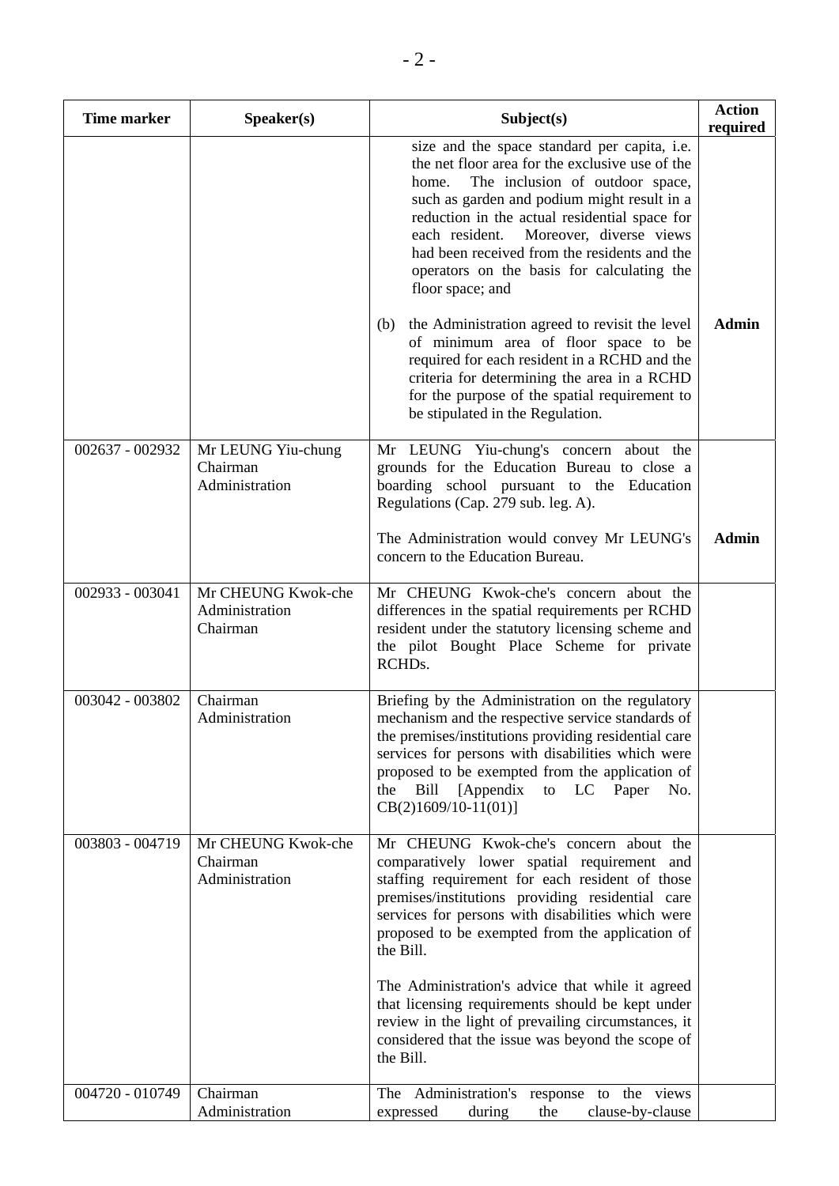| Time marker | Speaker(s) | Subject(s) | Action required |
|---|---|---|---|
| | | size and the space standard per capita, i.e. the net floor area for the exclusive use of the home. The inclusion of outdoor space, such as garden and podium might result in a reduction in the actual residential space for each resident. Moreover, diverse views had been received from the residents and the operators on the basis for calculating the floor space; and | |
| | | (b) the Administration agreed to revisit the level of minimum area of floor space to be required for each resident in a RCHD and the criteria for determining the area in a RCHD for the purpose of the spatial requirement to be stipulated in the Regulation. | **Admin** |
| 002637 - 002932 | Mr LEUNG Yiu-chung<br>Chairman<br>Administration | Mr LEUNG Yiu-chung's concern about the grounds for the Education Bureau to close a boarding school pursuant to the Education Regulations (Cap. 279 sub. leg. A).<br><br>The Administration would convey Mr LEUNG's concern to the Education Bureau. | **Admin** |
| 002933 - 003041 | Mr CHEUNG Kwok-che<br>Administration<br>Chairman | Mr CHEUNG Kwok-che's concern about the differences in the spatial requirements per RCHD resident under the statutory licensing scheme and the pilot Bought Place Scheme for private RCHDs. | |
| 003042 - 003802 | Chairman<br>Administration | Briefing by the Administration on the regulatory mechanism and the respective service standards of the premises/institutions providing residential care services for persons with disabilities which were proposed to be exempted from the application of the Bill [Appendix to LC Paper No. CB(2)1609/10-11(01)] | |
| 003803 - 004719 | Mr CHEUNG Kwok-che<br>Chairman<br>Administration | Mr CHEUNG Kwok-che's concern about the comparatively lower spatial requirement and staffing requirement for each resident of those premises/institutions providing residential care services for persons with disabilities which were proposed to be exempted from the application of the Bill.<br><br>The Administration's advice that while it agreed that licensing requirements should be kept under review in the light of prevailing circumstances, it considered that the issue was beyond the scope of the Bill. | |
| 004720 - 010749 | Chairman<br>Administration | The Administration's response to the views expressed during the clause-by-clause | |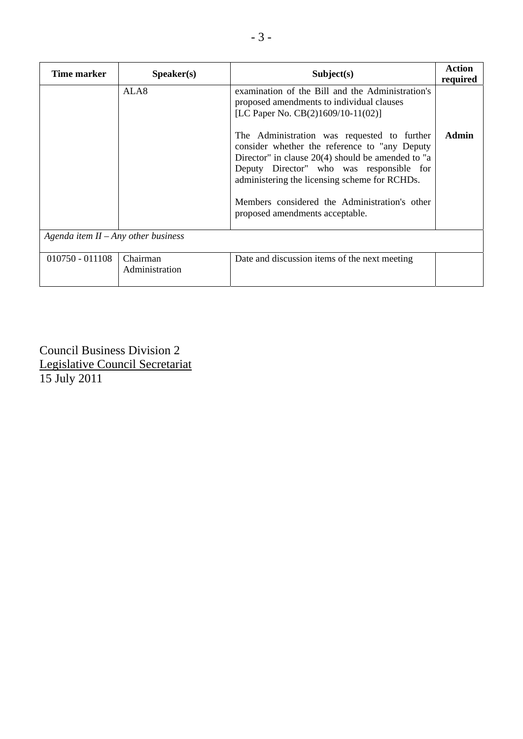| Time marker | Speaker(s) | Subject(s) | Action required |
|---|---|---|---|
| | ALA8 | examination of the Bill and the Administration's proposed amendments to individual clauses [LC Paper No. CB(2)1609/10-11(02)]<br><br>The Administration was requested to further consider whether the reference to "any Deputy Director" in clause 20(4) should be amended to "a Deputy Director" who was responsible for administering the licensing scheme for RCHDs.<br><br>Members considered the Administration's other proposed amendments acceptable. | **Admin** |
| *Agenda item II – Any other business* | | | |
| 010750 - 011108 | Chairman<br>Administration | Date and discussion items of the next meeting | |

Council Business Division 2
Legislative Council Secretariat
15 July 2011